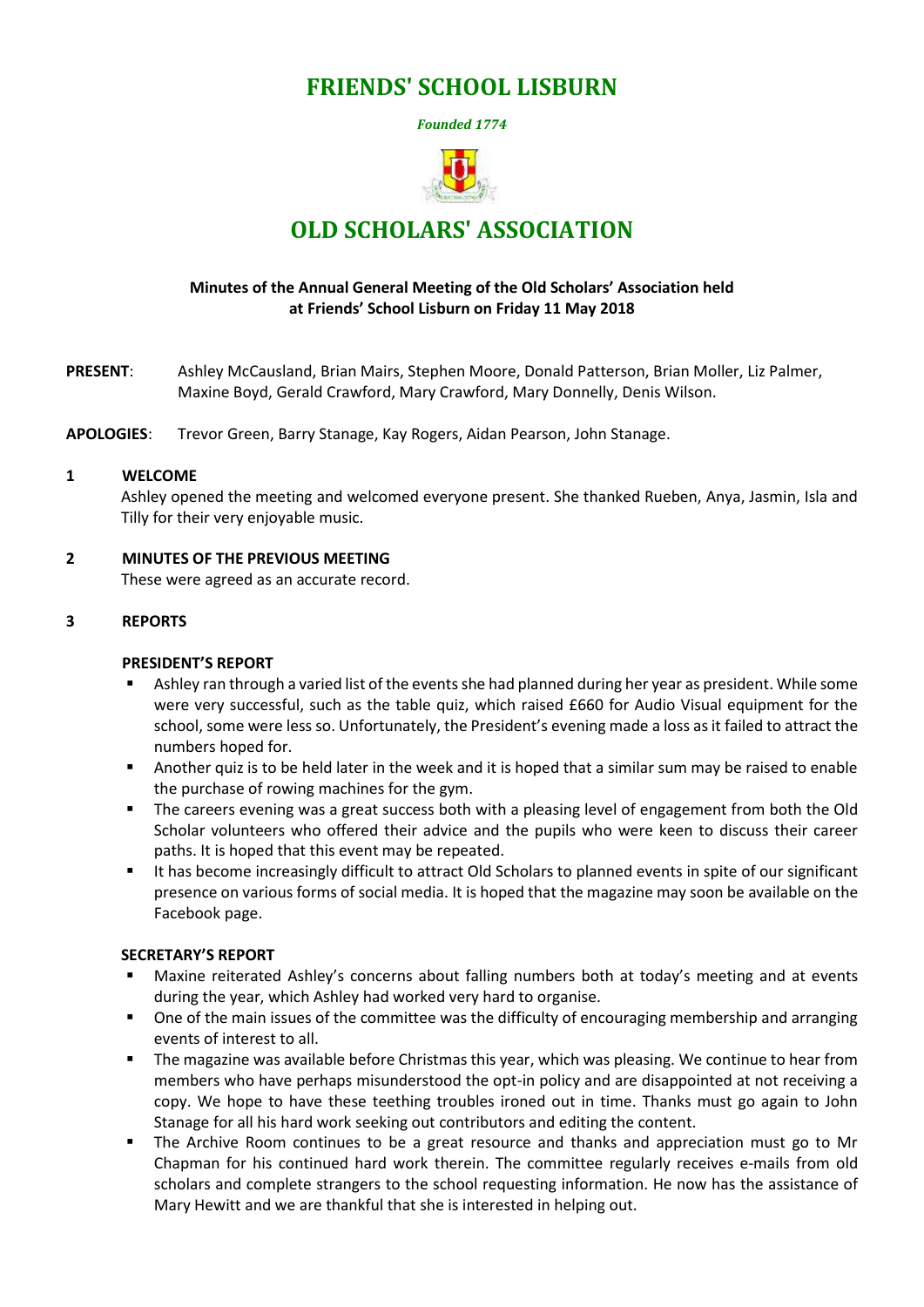# FRIENDS' SCHOOL LISBURN

*Founded 1774*

# OLD SCHOLARS' ASSOCIATION

**Minutes of the Annual General Meeting of the Old Scholars' Association held at Friends' School Lisburn on Friday 11 May 2018**

**PRESENT**: Ashley McCausland, Brian Mairs, Stephen Moore, Donald Patterson, Brian Moller, Liz Palmer, Maxine Boyd, Gerald Crawford, Mary Crawford, Mary Donnelly, Denis Wilson.

**APOLOGIES**: Trevor Green, Barry Stanage, Kay Rogers, Aidan Pearson, John Stanage.

## 1 WELCOME

Ashley opened the meeting and welcomed everyone present. She thanked Rueben, Anya, Jasmin, Isla and Tilly for their very enjoyable music.

## 2 MINUTES OF THE PREVIOUS MEETING

These were agreed as an accurate record.

## 3 REPORTS

### PRESIDENT'S REPORT

- Ashley ran through a varied list of the events she had planned during her year as president. While some were very successful, such as the table quiz, which raised £660 for Audio Visual equipment for the school, some were less so. Unfortunately, the President's evening made a loss as it failed to attract the numbers hoped for.
- Another quiz is to be held later in the week and it is hoped that a similar sum may be raised to enable the purchase of rowing machines for the gym.
- The careers evening was a great success both with a pleasing level of engagement from both the Old Scholar volunteers who offered their advice and the pupils who were keen to discuss their career paths. It is hoped that this event may be repeated.
- It has become increasingly difficult to attract Old Scholars to planned events in spite of our significant presence on various forms of social media. It is hoped that the magazine may soon be available on the Facebook page.

### SECRETARY'S REPORT

- Maxine reiterated Ashley's concerns about falling numbers both at today's meeting and at events during the year, which Ashley had worked very hard to organise.
- One of the main issues of the committee was the difficulty of encouraging membership and arranging events of interest to all.
- The magazine was available before Christmas this year, which was pleasing. We continue to hear from members who have perhaps misunderstood the opt-in policy and are disappointed at not receiving a copy. We hope to have these teething troubles ironed out in time. Thanks must go again to John Stanage for all his hard work seeking out contributors and editing the content.
- The Archive Room continues to be a great resource and thanks and appreciation must go to Mr Chapman for his continued hard work therein. The committee regularly receives e-mails from old scholars and complete strangers to the school requesting information. He now has the assistance of Mary Hewitt and we are thankful that she is interested in helping out.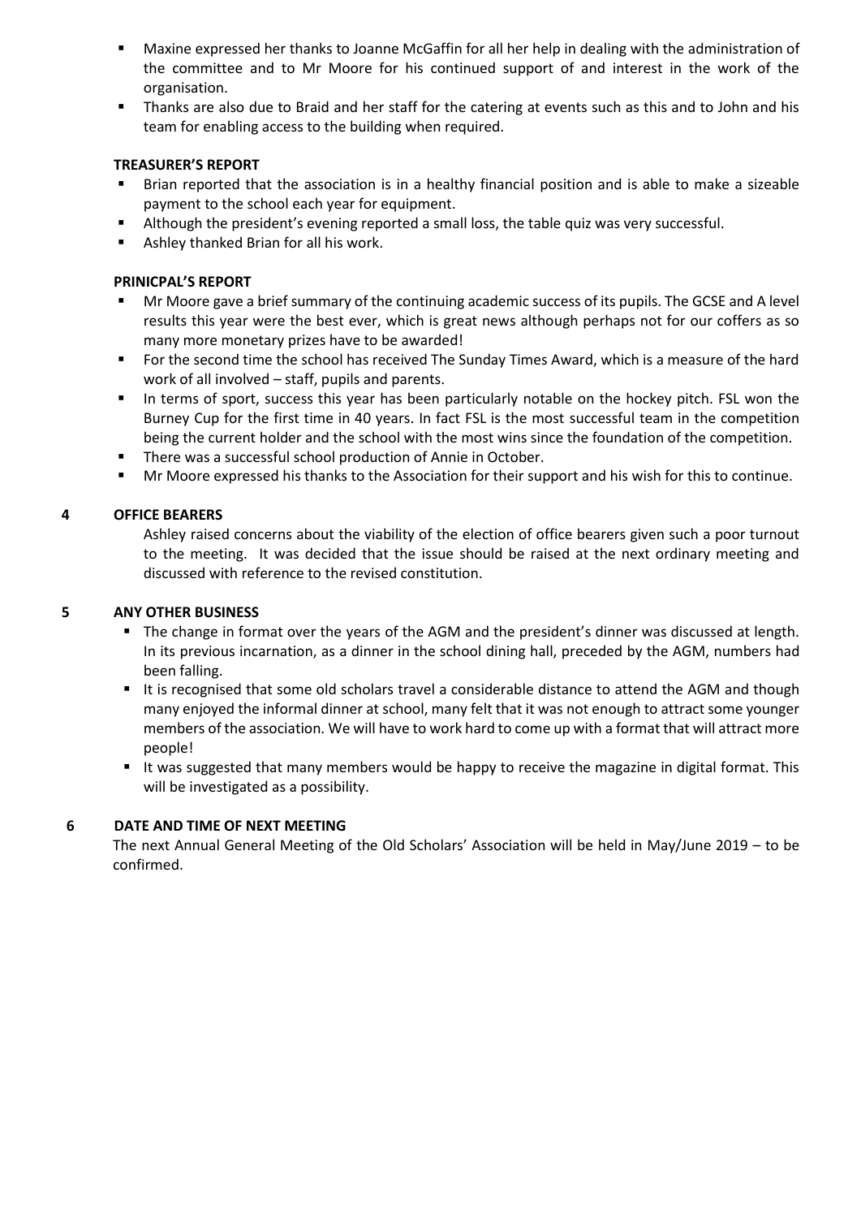- Maxine expressed her thanks to Joanne McGaffin for all her help in dealing with the administration of the committee and to Mr Moore for his continued support of and interest in the work of the organisation.
- Thanks are also due to Braid and her staff for the catering at events such as this and to John and his team for enabling access to the building when required.

**TREASURER'S REPORT**

- Brian reported that the association is in a healthy financial position and is able to make a sizeable payment to the school each year for equipment.
- Although the president's evening reported a small loss, the table quiz was very successful.
- Ashley thanked Brian for all his work.

**PRINICPAL'S REPORT**

- Mr Moore gave a brief summary of the continuing academic success of its pupils. The GCSE and A level results this year were the best ever, which is great news although perhaps not for our coffers as so many more monetary prizes have to be awarded!
- For the second time the school has received The Sunday Times Award, which is a measure of the hard work of all involved – staff, pupils and parents.
- In terms of sport, success this year has been particularly notable on the hockey pitch. FSL won the Burney Cup for the first time in 40 years. In fact FSL is the most successful team in the competition being the current holder and the school with the most wins since the foundation of the competition.
- There was a successful school production of Annie in October.
- Mr Moore expressed his thanks to the Association for their support and his wish for this to continue.

## 4 OFFICE BEARERS

Ashley raised concerns about the viability of the election of office bearers given such a poor turnout to the meeting. It was decided that the issue should be raised at the next ordinary meeting and discussed with reference to the revised constitution.

## 5 ANY OTHER BUSINESS

- The change in format over the years of the AGM and the president's dinner was discussed at length. In its previous incarnation, as a dinner in the school dining hall, preceded by the AGM, numbers had been falling.
- It is recognised that some old scholars travel a considerable distance to attend the AGM and though many enjoyed the informal dinner at school, many felt that it was not enough to attract some younger members of the association. We will have to work hard to come up with a format that will attract more people!
- It was suggested that many members would be happy to receive the magazine in digital format. This will be investigated as a possibility.

## 6 DATE AND TIME OF NEXT MEETING

The next Annual General Meeting of the Old Scholars' Association will be held in May/June 2019 – to be confirmed.